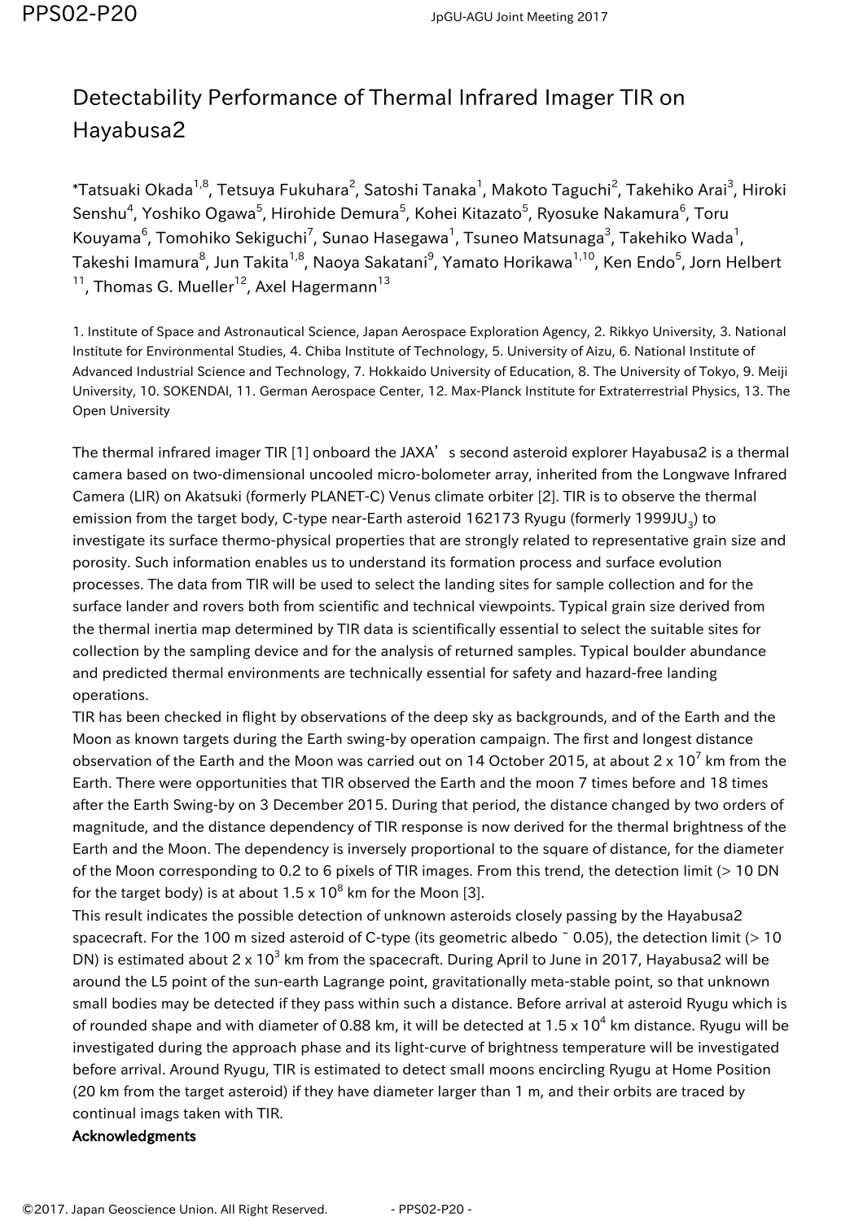# Detectability Performance of Thermal Infrared Imager TIR on Hayabusa2

*Tatsuaki Okada[1,8], Tetsuya Fukuhara[2], Satoshi Tanaka[1], Makoto Taguchi[2], Takehiko Arai[3], Hiroki Senshu[4], Yoshiko Ogawa[5], Hirohide Demura[5], Kohei Kitazato[5], Ryosuke Nakamura[6], Toru Kouyama[6], Tomohiko Sekiguchi[7], Sunao Hasegawa[1], Tsuneo Matsunaga[3], Takehiko Wada[1], Takeshi Imamura[8], Jun Takita[1,8], Naoya Sakatani[9], Yamato Horikawa[1,10], Ken Endo[5], Jorn Helbert [11], Thomas G. Mueller[12], Axel Hagermann[13]

1. Institute of Space and Astronautical Science, Japan Aerospace Exploration Agency, 2. Rikkyo University, 3. National Institute for Environmental Studies, 4. Chiba Institute of Technology, 5. University of Aizu, 6. National Institute of Advanced Industrial Science and Technology, 7. Hokkaido University of Education, 8. The University of Tokyo, 9. Meiji University, 10. SOKENDAI, 11. German Aerospace Center, 12. Max-Planck Institute for Extraterrestrial Physics, 13. The Open University

The thermal infrared imager TIR [1] onboard the JAXA's second asteroid explorer Hayabusa2 is a thermal camera based on two-dimensional uncooled micro-bolometer array, inherited from the Longwave Infrared Camera (LIR) on Akatsuki (formerly PLANET-C) Venus climate orbiter [2]. TIR is to observe the thermal emission from the target body, C-type near-Earth asteroid 162173 Ryugu (formerly 1999JU$_3$) to investigate its surface thermo-physical properties that are strongly related to representative grain size and porosity. Such information enables us to understand its formation process and surface evolution processes. The data from TIR will be used to select the landing sites for sample collection and for the surface lander and rovers both from scientific and technical viewpoints. Typical grain size derived from the thermal inertia map determined by TIR data is scientifically essential to select the suitable sites for collection by the sampling device and for the analysis of returned samples. Typical boulder abundance and predicted thermal environments are technically essential for safety and hazard-free landing operations.

TIR has been checked in flight by observations of the deep sky as backgrounds, and of the Earth and the Moon as known targets during the Earth swing-by operation campaign. The first and longest distance observation of the Earth and the Moon was carried out on 14 October 2015, at about 2 x 10$^7$ km from the Earth. There were opportunities that TIR observed the Earth and the moon 7 times before and 18 times after the Earth Swing-by on 3 December 2015. During that period, the distance changed by two orders of magnitude, and the distance dependency of TIR response is now derived for the thermal brightness of the Earth and the Moon. The dependency is inversely proportional to the square of distance, for the diameter of the Moon corresponding to 0.2 to 6 pixels of TIR images. From this trend, the detection limit (> 10 DN for the target body) is at about 1.5 x 10$^8$ km for the Moon [3].

This result indicates the possible detection of unknown asteroids closely passing by the Hayabusa2 spacecraft. For the 100 m sized asteroid of C-type (its geometric albedo ~ 0.05), the detection limit (> 10 DN) is estimated about 2 x 10$^3$ km from the spacecraft. During April to June in 2017, Hayabusa2 will be around the L5 point of the sun-earth Lagrange point, gravitationally meta-stable point, so that unknown small bodies may be detected if they pass within such a distance. Before arrival at asteroid Ryugu which is of rounded shape and with diameter of 0.88 km, it will be detected at 1.5 x 10$^4$ km distance. Ryugu will be investigated during the approach phase and its light-curve of brightness temperature will be investigated before arrival. Around Ryugu, TIR is estimated to detect small moons encircling Ryugu at Home Position (20 km from the target asteroid) if they have diameter larger than 1 m, and their orbits are traced by continual imags taken with TIR.

**Acknowledgments**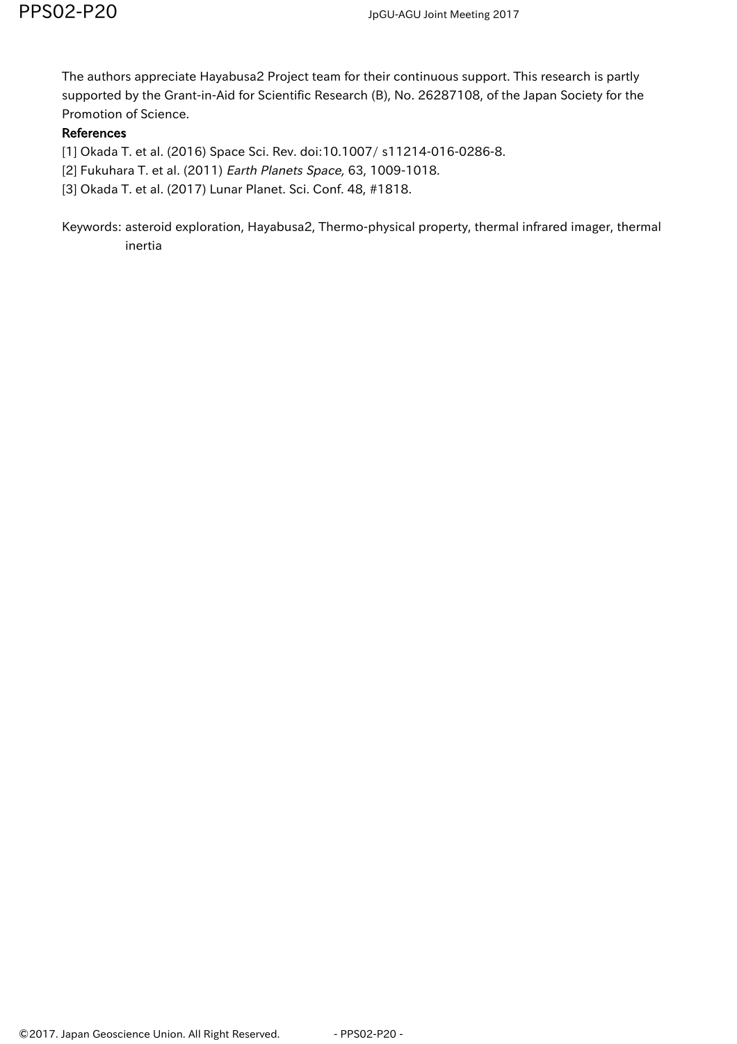The authors appreciate Hayabusa2 Project team for their continuous support. This research is partly supported by the Grant-in-Aid for Scientific Research (B), No. 26287108, of the Japan Society for the Promotion of Science.

**References**

[1] Okada T. et al. (2016) Space Sci. Rev. doi:10.1007/ s11214-016-0286-8.

[2] Fukuhara T. et al. (2011) *Earth Planets Space,* 63, 1009-1018.

[3] Okada T. et al. (2017) Lunar Planet. Sci. Conf. 48, #1818.

Keywords: asteroid exploration, Hayabusa2, Thermo-physical property, thermal infrared imager, thermal inertia